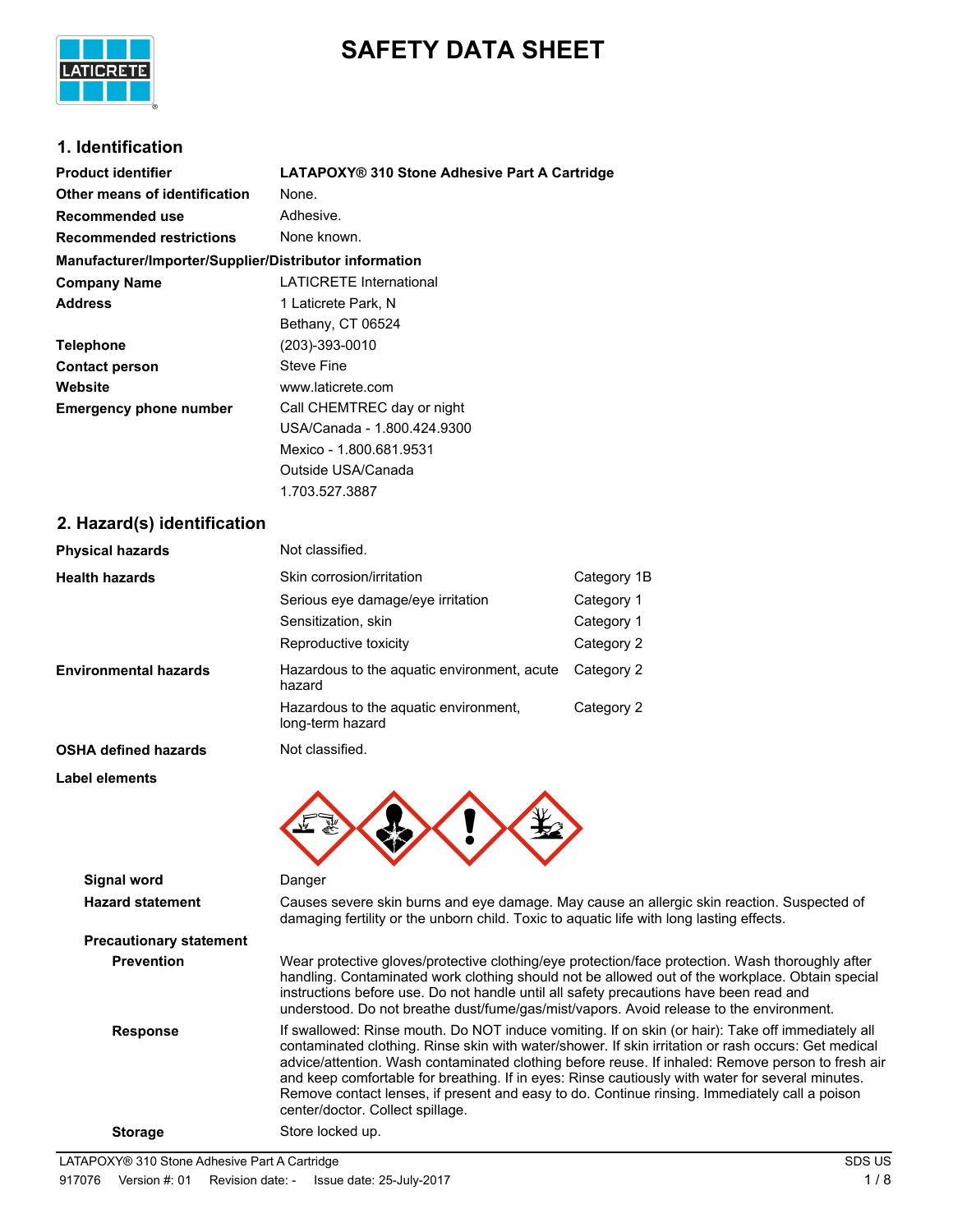# SAFETY DATA SHEET

## 1. Identification

| | |
|---|---|
| **Product identifier** | **LATAPOXY® 310 Stone Adhesive Part A Cartridge** |
| **Other means of identification** | None. |
| **Recommended use** | Adhesive. |
| **Recommended restrictions** | None known. |

**Manufacturer/Importer/Supplier/Distributor information**

| | |
|---|---|
| **Company Name** | LATICRETE International |
| **Address** | 1 Laticrete Park, N<br>Bethany, CT 06524 |
| **Telephone** | (203)-393-0010 |
| **Contact person** | Steve Fine |
| **Website** | www.laticrete.com |
| **Emergency phone number** | Call CHEMTREC day or night<br>USA/Canada - 1.800.424.9300<br>Mexico - 1.800.681.9531<br>Outside USA/Canada<br>1.703.527.3887 |

## 2. Hazard(s) identification

| | | |
|---|---|---|
| **Physical hazards** | Not classified. | |
| **Health hazards** | Skin corrosion/irritation | Category 1B |
| | Serious eye damage/eye irritation | Category 1 |
| | Sensitization, skin | Category 1 |
| | Reproductive toxicity | Category 2 |
| **Environmental hazards** | Hazardous to the aquatic environment, acute hazard | Category 2 |
| | Hazardous to the aquatic environment, long-term hazard | Category 2 |
| **OSHA defined hazards** | Not classified. | |

**Label elements**

**Signal word**
Danger

**Hazard statement**
Causes severe skin burns and eye damage. May cause an allergic skin reaction. Suspected of damaging fertility or the unborn child. Toxic to aquatic life with long lasting effects.

**Precautionary statement**

**Prevention**
Wear protective gloves/protective clothing/eye protection/face protection. Wash thoroughly after handling. Contaminated work clothing should not be allowed out of the workplace. Obtain special instructions before use. Do not handle until all safety precautions have been read and understood. Do not breathe dust/fume/gas/mist/vapors. Avoid release to the environment.

**Response**
If swallowed: Rinse mouth. Do NOT induce vomiting. If on skin (or hair): Take off immediately all contaminated clothing. Rinse skin with water/shower. If skin irritation or rash occurs: Get medical advice/attention. Wash contaminated clothing before reuse. If inhaled: Remove person to fresh air and keep comfortable for breathing. If in eyes: Rinse cautiously with water for several minutes. Remove contact lenses, if present and easy to do. Continue rinsing. Immediately call a poison center/doctor. Collect spillage.

**Storage**
Store locked up.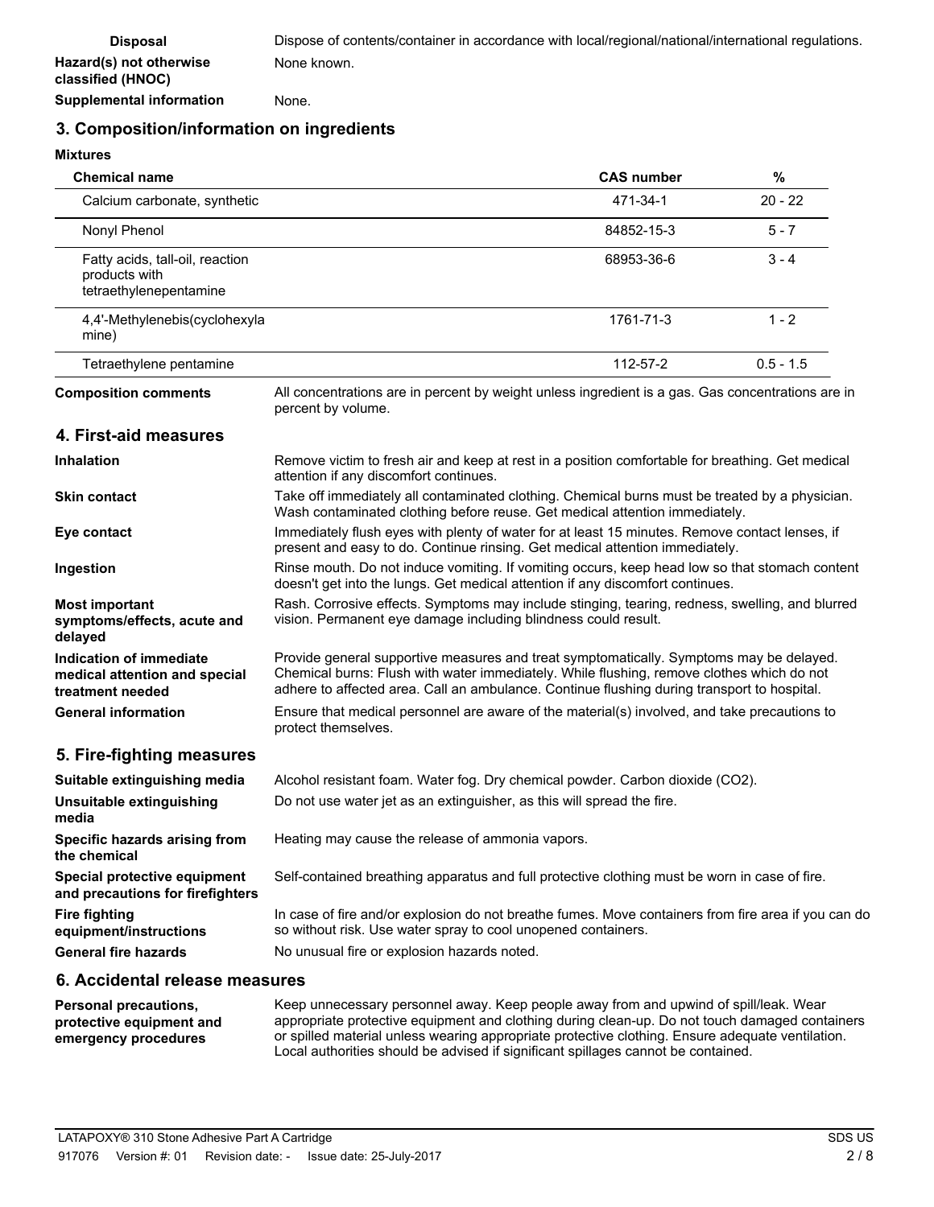| | |
|---|---|
| **Disposal** | Dispose of contents/container in accordance with local/regional/national/international regulations. |
| **Hazard(s) not otherwise classified (HNOC)** | None known. |
| **Supplemental information** | None. |

## 3. Composition/information on ingredients

**Mixtures**

| Chemical name | CAS number | % |
|---|---|---|
| Calcium carbonate, synthetic | 471-34-1 | 20 - 22 |
| Nonyl Phenol | 84852-15-3 | 5 - 7 |
| Fatty acids, tall-oil, reaction products with tetraethylenepentamine | 68953-36-6 | 3 - 4 |
| 4,4'-Methylenebis(cyclohexylamine) | 1761-71-3 | 1 - 2 |
| Tetraethylene pentamine | 112-57-2 | 0.5 - 1.5 |

| | |
|---|---|
| **Composition comments** | All concentrations are in percent by weight unless ingredient is a gas. Gas concentrations are in percent by volume. |

## 4. First-aid measures

| | |
|---|---|
| **Inhalation** | Remove victim to fresh air and keep at rest in a position comfortable for breathing. Get medical attention if any discomfort continues. |
| **Skin contact** | Take off immediately all contaminated clothing. Chemical burns must be treated by a physician. Wash contaminated clothing before reuse. Get medical attention immediately. |
| **Eye contact** | Immediately flush eyes with plenty of water for at least 15 minutes. Remove contact lenses, if present and easy to do. Continue rinsing. Get medical attention immediately. |
| **Ingestion** | Rinse mouth. Do not induce vomiting. If vomiting occurs, keep head low so that stomach content doesn't get into the lungs. Get medical attention if any discomfort continues. |
| **Most important symptoms/effects, acute and delayed** | Rash. Corrosive effects. Symptoms may include stinging, tearing, redness, swelling, and blurred vision. Permanent eye damage including blindness could result. |
| **Indication of immediate medical attention and special treatment needed** | Provide general supportive measures and treat symptomatically. Symptoms may be delayed. Chemical burns: Flush with water immediately. While flushing, remove clothes which do not adhere to affected area. Call an ambulance. Continue flushing during transport to hospital. |
| **General information** | Ensure that medical personnel are aware of the material(s) involved, and take precautions to protect themselves. |

## 5. Fire-fighting measures

| | |
|---|---|
| **Suitable extinguishing media** | Alcohol resistant foam. Water fog. Dry chemical powder. Carbon dioxide ($CO_2$). |
| **Unsuitable extinguishing media** | Do not use water jet as an extinguisher, as this will spread the fire. |
| **Specific hazards arising from the chemical** | Heating may cause the release of ammonia vapors. |
| **Special protective equipment and precautions for firefighters** | Self-contained breathing apparatus and full protective clothing must be worn in case of fire. |
| **Fire fighting equipment/instructions** | In case of fire and/or explosion do not breathe fumes. Move containers from fire area if you can do so without risk. Use water spray to cool unopened containers. |
| **General fire hazards** | No unusual fire or explosion hazards noted. |

## 6. Accidental release measures

| | |
|---|---|
| **Personal precautions, protective equipment and emergency procedures** | Keep unnecessary personnel away. Keep people away from and upwind of spill/leak. Wear appropriate protective equipment and clothing during clean-up. Do not touch damaged containers or spilled material unless wearing appropriate protective clothing. Ensure adequate ventilation. Local authorities should be advised if significant spillages cannot be contained. |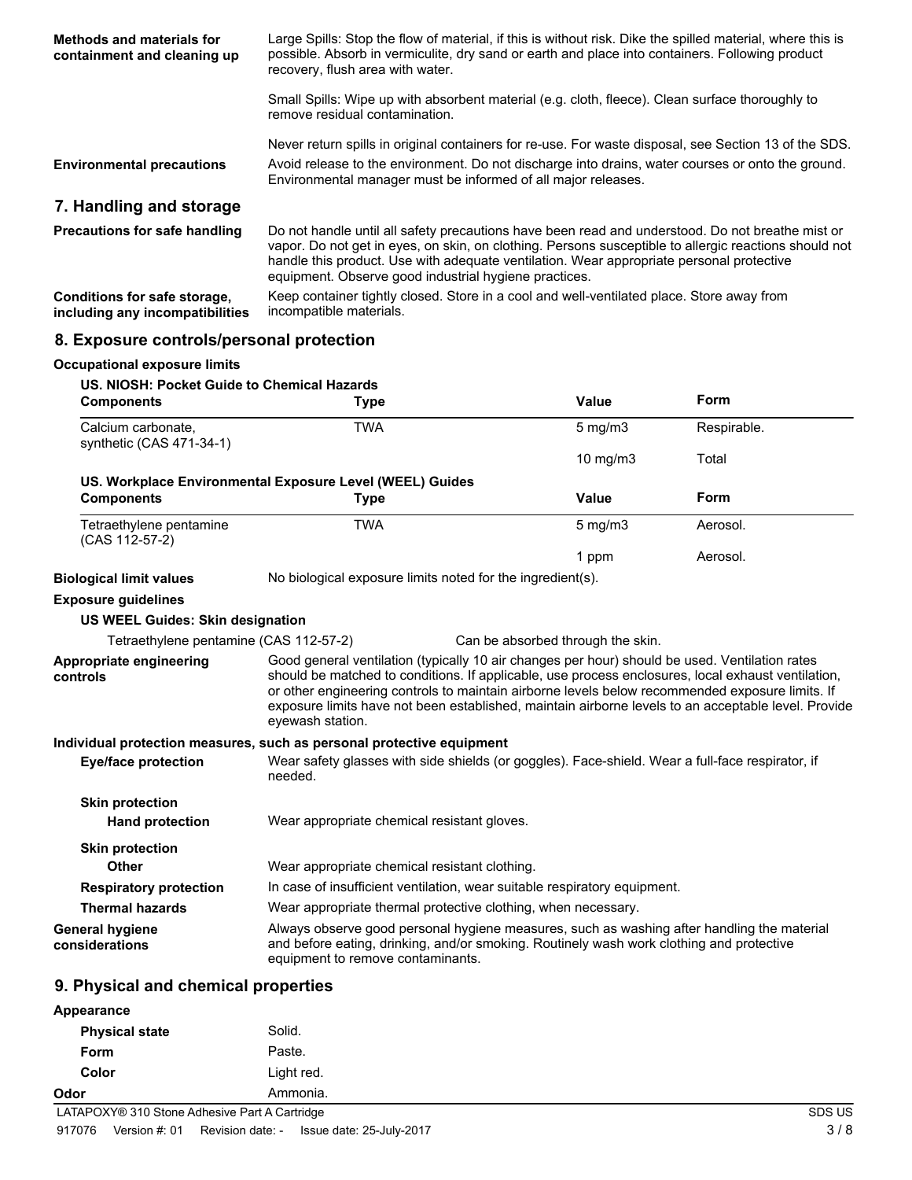**Methods and materials for containment and cleaning up**

Large Spills: Stop the flow of material, if this is without risk. Dike the spilled material, where this is possible. Absorb in vermiculite, dry sand or earth and place into containers. Following product recovery, flush area with water.

Small Spills: Wipe up with absorbent material (e.g. cloth, fleece). Clean surface thoroughly to remove residual contamination.

Never return spills in original containers for re-use. For waste disposal, see Section 13 of the SDS.

**Environmental precautions**

Avoid release to the environment. Do not discharge into drains, water courses or onto the ground. Environmental manager must be informed of all major releases.

## 7. Handling and storage

**Precautions for safe handling**

Do not handle until all safety precautions have been read and understood. Do not breathe mist or vapor. Do not get in eyes, on skin, on clothing. Persons susceptible to allergic reactions should not handle this product. Use with adequate ventilation. Wear appropriate personal protective equipment. Observe good industrial hygiene practices.

**Conditions for safe storage, including any incompatibilities**

Keep container tightly closed. Store in a cool and well-ventilated place. Store away from incompatible materials.

## 8. Exposure controls/personal protection

**Occupational exposure limits**

**US. NIOSH: Pocket Guide to Chemical Hazards**

| Components | Type | Value | Form |
|---|---|---|---|
| Calcium carbonate, synthetic (CAS 471-34-1) | TWA | 5 mg/m3 | Respirable. |
| | | 10 mg/m3 | Total |

**US. Workplace Environmental Exposure Level (WEEL) Guides**

| Components | Type | Value | Form |
|---|---|---|---|
| Tetraethylene pentamine (CAS 112-57-2) | TWA | 5 mg/m3 | Aerosol. |
| | | 1 ppm | Aerosol. |

**Biological limit values**

No biological exposure limits noted for the ingredient(s).

**Exposure guidelines**

**US WEEL Guides: Skin designation**

Tetraethylene pentamine (CAS 112-57-2) — Can be absorbed through the skin.

**Appropriate engineering controls**

Good general ventilation (typically 10 air changes per hour) should be used. Ventilation rates should be matched to conditions. If applicable, use process enclosures, local exhaust ventilation, or other engineering controls to maintain airborne levels below recommended exposure limits. If exposure limits have not been established, maintain airborne levels to an acceptable level. Provide eyewash station.

**Individual protection measures, such as personal protective equipment**

**Eye/face protection**

Wear safety glasses with side shields (or goggles). Face-shield. Wear a full-face respirator, if needed.

**Skin protection**

**Hand protection**

Wear appropriate chemical resistant gloves.

**Skin protection**

**Other**

Wear appropriate chemical resistant clothing.

**Respiratory protection**

In case of insufficient ventilation, wear suitable respiratory equipment.

**Thermal hazards**

Wear appropriate thermal protective clothing, when necessary.

**General hygiene considerations**

Always observe good personal hygiene measures, such as washing after handling the material and before eating, drinking, and/or smoking. Routinely wash work clothing and protective equipment to remove contaminants.

## 9. Physical and chemical properties

**Appearance**

**Physical state** Solid.

**Form** Paste.

**Color** Light red.

**Odor** Ammonia.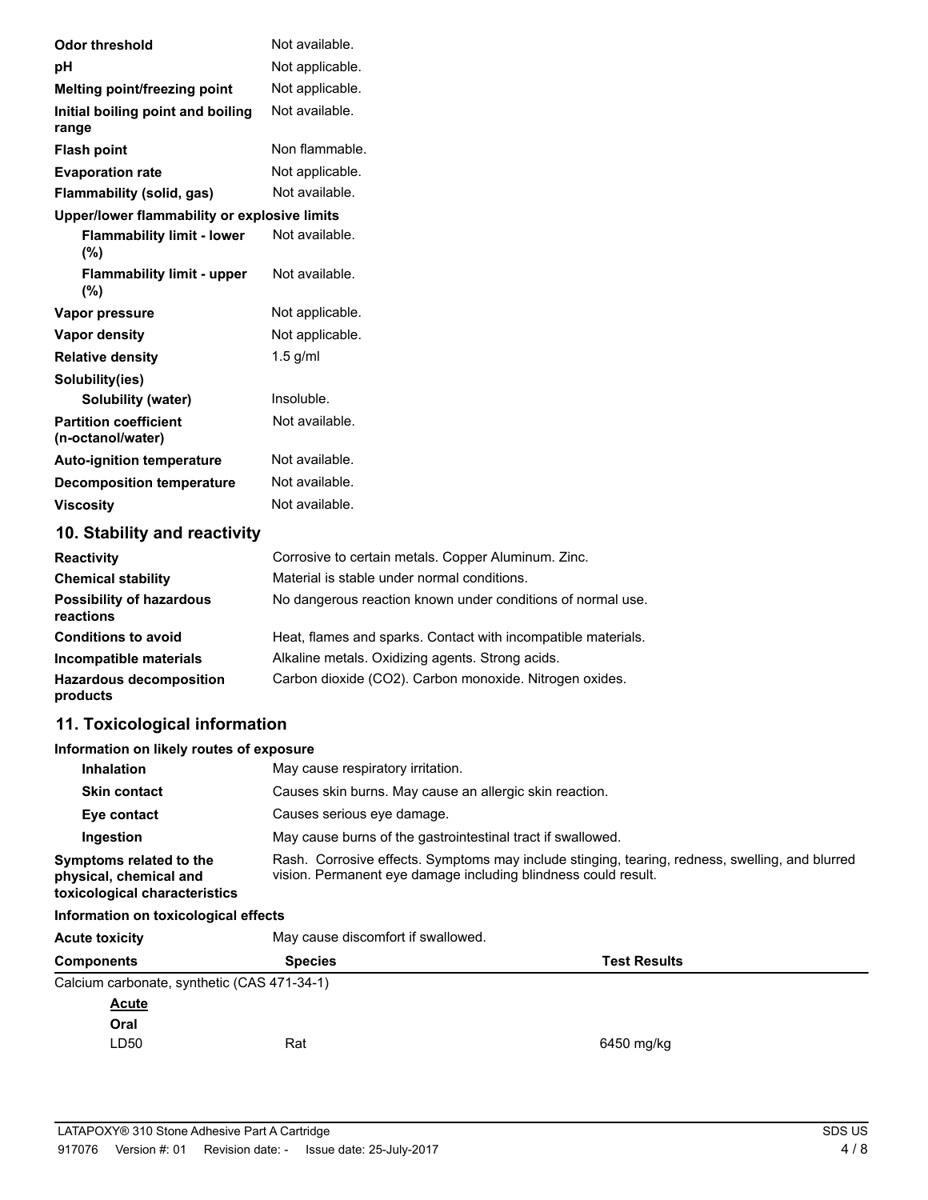| | |
|---|---|
| **Odor threshold** | Not available. |
| **pH** | Not applicable. |
| **Melting point/freezing point** | Not applicable. |
| **Initial boiling point and boiling range** | Not available. |
| **Flash point** | Non flammable. |
| **Evaporation rate** | Not applicable. |
| **Flammability (solid, gas)** | Not available. |
| **Upper/lower flammability or explosive limits** | |
| **Flammability limit - lower (%)** | Not available. |
| **Flammability limit - upper (%)** | Not available. |
| **Vapor pressure** | Not applicable. |
| **Vapor density** | Not applicable. |
| **Relative density** | 1.5 g/ml |
| **Solubility(ies)** | |
| **Solubility (water)** | Insoluble. |
| **Partition coefficient (n-octanol/water)** | Not available. |
| **Auto-ignition temperature** | Not available. |
| **Decomposition temperature** | Not available. |
| **Viscosity** | Not available. |

## 10. Stability and reactivity

| | |
|---|---|
| **Reactivity** | Corrosive to certain metals. Copper Aluminum. Zinc. |
| **Chemical stability** | Material is stable under normal conditions. |
| **Possibility of hazardous reactions** | No dangerous reaction known under conditions of normal use. |
| **Conditions to avoid** | Heat, flames and sparks. Contact with incompatible materials. |
| **Incompatible materials** | Alkaline metals. Oxidizing agents. Strong acids. |
| **Hazardous decomposition products** | Carbon dioxide ($CO_2$). Carbon monoxide. Nitrogen oxides. |

## 11. Toxicological information

**Information on likely routes of exposure**

| | |
|---|---|
| **Inhalation** | May cause respiratory irritation. |
| **Skin contact** | Causes skin burns. May cause an allergic skin reaction. |
| **Eye contact** | Causes serious eye damage. |
| **Ingestion** | May cause burns of the gastrointestinal tract if swallowed. |
| **Symptoms related to the physical, chemical and toxicological characteristics** | Rash. Corrosive effects. Symptoms may include stinging, tearing, redness, swelling, and blurred vision. Permanent eye damage including blindness could result. |

**Information on toxicological effects**

**Acute toxicity** May cause discomfort if swallowed.

| Components | Species | Test Results |
|---|---|---|
| Calcium carbonate, synthetic (CAS 471-34-1) | | |
| **Acute** | | |
| **Oral** | | |
| LD50 | Rat | 6450 mg/kg |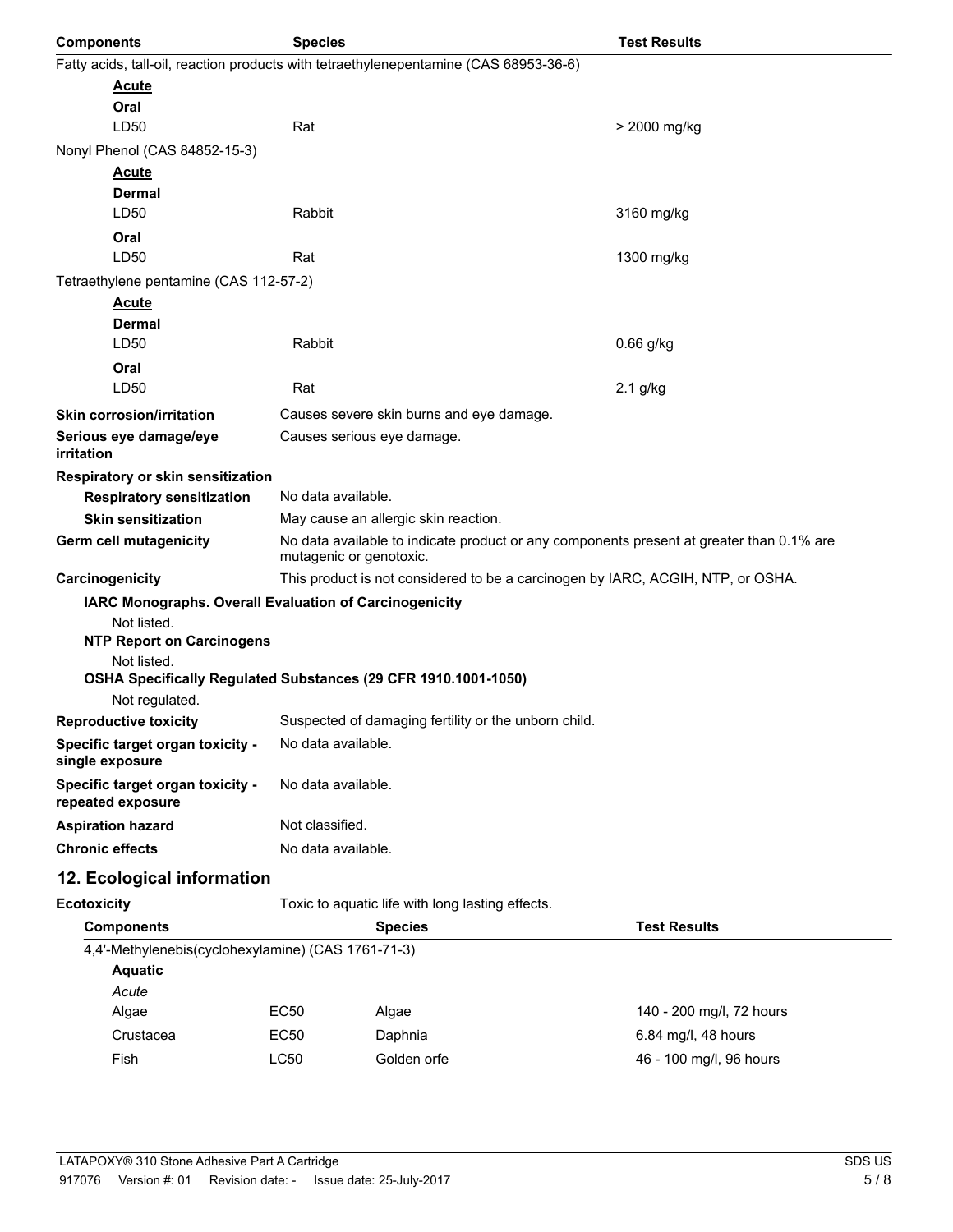| Components | Species | Test Results |
|---|---|---|
| Fatty acids, tall-oil, reaction products with tetraethylenepentamine (CAS 68953-36-6) | | |
| **Acute** | | |
| **Oral** | | |
| LD50 | Rat | > 2000 mg/kg |
| Nonyl Phenol (CAS 84852-15-3) | | |
| **Acute** | | |
| **Dermal** | | |
| LD50 | Rabbit | 3160 mg/kg |
| **Oral** | | |
| LD50 | Rat | 1300 mg/kg |
| Tetraethylene pentamine (CAS 112-57-2) | | |
| **Acute** | | |
| **Dermal** | | |
| LD50 | Rabbit | 0.66 g/kg |
| **Oral** | | |
| LD50 | Rat | 2.1 g/kg |

**Skin corrosion/irritation** Causes severe skin burns and eye damage.

**Serious eye damage/eye irritation** Causes serious eye damage.

**Respiratory or skin sensitization**

**Respiratory sensitization** No data available.

**Skin sensitization** May cause an allergic skin reaction.

**Germ cell mutagenicity** No data available to indicate product or any components present at greater than 0.1% are mutagenic or genotoxic.

**Carcinogenicity** This product is not considered to be a carcinogen by IARC, ACGIH, NTP, or OSHA.

**IARC Monographs. Overall Evaluation of Carcinogenicity**

Not listed.

**NTP Report on Carcinogens**

Not listed.

**OSHA Specifically Regulated Substances (29 CFR 1910.1001-1050)**

Not regulated.

**Reproductive toxicity** Suspected of damaging fertility or the unborn child.

**Specific target organ toxicity - single exposure** No data available.

**Specific target organ toxicity - repeated exposure** No data available.

**Aspiration hazard** Not classified.

**Chronic effects** No data available.

## 12. Ecological information

**Ecotoxicity** Toxic to aquatic life with long lasting effects.

| Components | | Species | Test Results |
|---|---|---|---|
| 4,4'-Methylenebis(cyclohexylamine) (CAS 1761-71-3) | | | |
| **Aquatic** | | | |
| *Acute* | | | |
| Algae | EC50 | Algae | 140 - 200 mg/l, 72 hours |
| Crustacea | EC50 | Daphnia | 6.84 mg/l, 48 hours |
| Fish | LC50 | Golden orfe | 46 - 100 mg/l, 96 hours |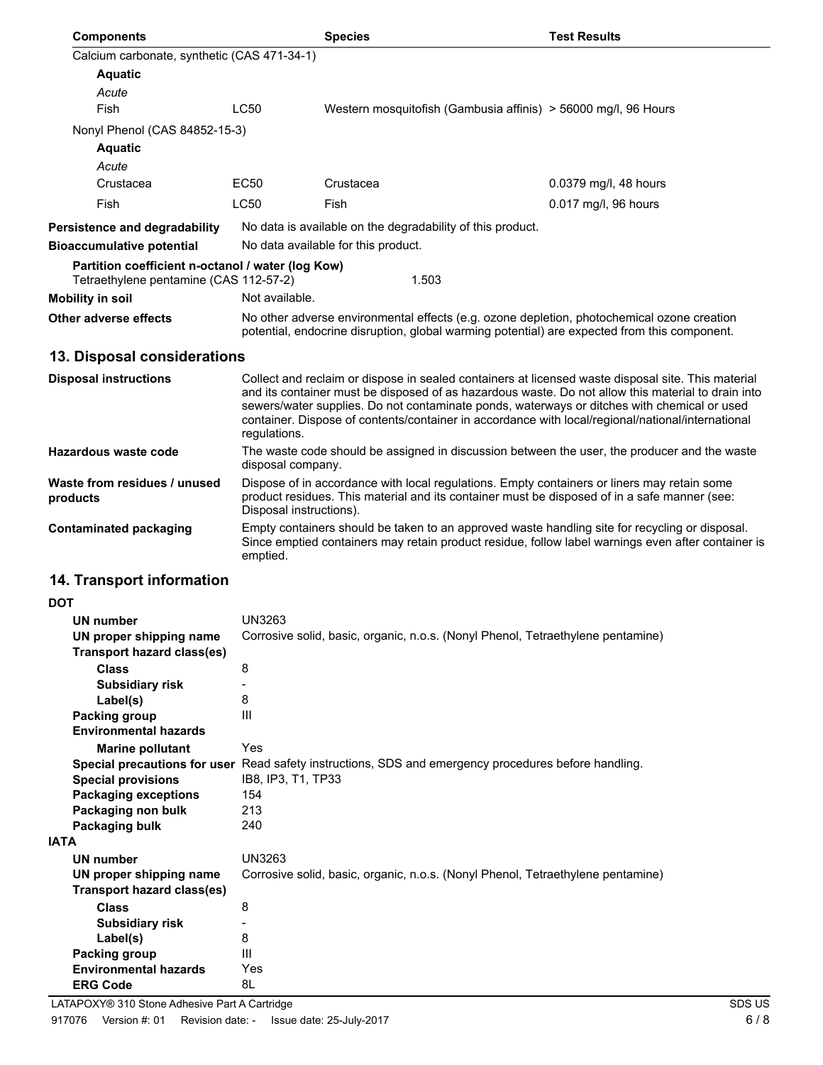| Components | | Species | Test Results |
|---|---|---|---|
| Calcium carbonate, synthetic (CAS 471-34-1) | | | |
| **Aquatic** | | | |
| *Acute* | | | |
| Fish | LC50 | Western mosquitofish (Gambusia affinis) | > 56000 mg/l, 96 Hours |
| Nonyl Phenol (CAS 84852-15-3) | | | |
| **Aquatic** | | | |
| *Acute* | | | |
| Crustacea | EC50 | Crustacea | 0.0379 mg/l, 48 hours |
| Fish | LC50 | Fish | 0.017 mg/l, 96 hours |

**Persistence and degradability** No data is available on the degradability of this product.

**Bioaccumulative potential** No data available for this product.

**Partition coefficient n-octanol / water (log Kow)**

Tetraethylene pentamine (CAS 112-57-2) 1.503

**Mobility in soil** Not available.

**Other adverse effects** No other adverse environmental effects (e.g. ozone depletion, photochemical ozone creation potential, endocrine disruption, global warming potential) are expected from this component.

## 13. Disposal considerations

**Disposal instructions** Collect and reclaim or dispose in sealed containers at licensed waste disposal site. This material and its container must be disposed of as hazardous waste. Do not allow this material to drain into sewers/water supplies. Do not contaminate ponds, waterways or ditches with chemical or used container. Dispose of contents/container in accordance with local/regional/national/international regulations.

**Hazardous waste code** The waste code should be assigned in discussion between the user, the producer and the waste disposal company.

**Waste from residues / unused products** Dispose of in accordance with local regulations. Empty containers or liners may retain some product residues. This material and its container must be disposed of in a safe manner (see: Disposal instructions).

**Contaminated packaging** Empty containers should be taken to an approved waste handling site for recycling or disposal. Since emptied containers may retain product residue, follow label warnings even after container is emptied.

## 14. Transport information

**DOT**

**UN number** UN3263

**UN proper shipping name** Corrosive solid, basic, organic, n.o.s. (Nonyl Phenol, Tetraethylene pentamine)

**Transport hazard class(es)**

**Class** 8

**Subsidiary risk** -

**Label(s)** 8

**Packing group** III

**Environmental hazards**

**Marine pollutant** Yes

**Special precautions for user** Read safety instructions, SDS and emergency procedures before handling.

**Special provisions** IB8, IP3, T1, TP33

**Packaging exceptions** 154

**Packaging non bulk** 213

**Packaging bulk** 240

**IATA**

**UN number** UN3263

**UN proper shipping name** Corrosive solid, basic, organic, n.o.s. (Nonyl Phenol, Tetraethylene pentamine)

**Transport hazard class(es)**

**Class** 8

**Subsidiary risk** -

**Label(s)** 8

**Packing group** III

**Environmental hazards** Yes

**ERG Code** 8L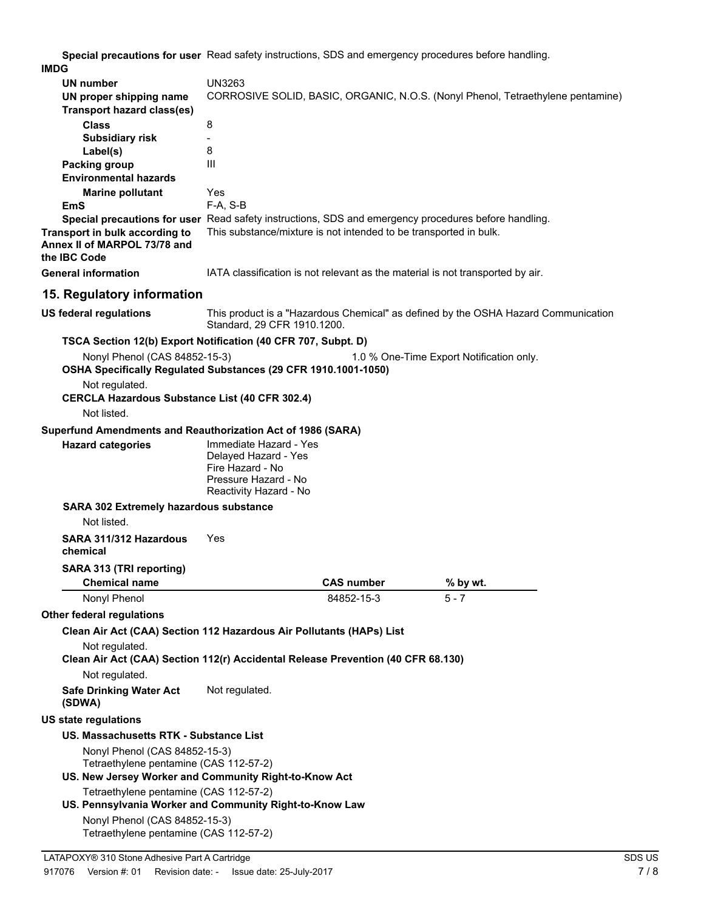**Special precautions for user** Read safety instructions, SDS and emergency procedures before handling.

**IMDG**

**UN number** UN3263

**UN proper shipping name** CORROSIVE SOLID, BASIC, ORGANIC, N.O.S. (Nonyl Phenol, Tetraethylene pentamine)

**Transport hazard class(es)**

**Class** 8

**Subsidiary risk** -

**Label(s)** 8

**Packing group** III

**Environmental hazards**

**Marine pollutant** Yes

**EmS** F-A, S-B

**Special precautions for user** Read safety instructions, SDS and emergency procedures before handling.

**Transport in bulk according to Annex II of MARPOL 73/78 and the IBC Code** This substance/mixture is not intended to be transported in bulk.

**General information** IATA classification is not relevant as the material is not transported by air.

## 15. Regulatory information

**US federal regulations** This product is a "Hazardous Chemical" as defined by the OSHA Hazard Communication Standard, 29 CFR 1910.1200.

**TSCA Section 12(b) Export Notification (40 CFR 707, Subpt. D)**

Nonyl Phenol (CAS 84852-15-3) 1.0 % One-Time Export Notification only.

**OSHA Specifically Regulated Substances (29 CFR 1910.1001-1050)**

Not regulated.

**CERCLA Hazardous Substance List (40 CFR 302.4)**

Not listed.

**Superfund Amendments and Reauthorization Act of 1986 (SARA)**

**Hazard categories**

Immediate Hazard - Yes
Delayed Hazard - Yes
Fire Hazard - No
Pressure Hazard - No
Reactivity Hazard - No

**SARA 302 Extremely hazardous substance**

Not listed.

**SARA 311/312 Hazardous chemical** Yes

**SARA 313 (TRI reporting)**

| Chemical name | CAS number | % by wt. |
|---|---|---|
| Nonyl Phenol | 84852-15-3 | 5 - 7 |

**Other federal regulations**

**Clean Air Act (CAA) Section 112 Hazardous Air Pollutants (HAPs) List**

Not regulated.

**Clean Air Act (CAA) Section 112(r) Accidental Release Prevention (40 CFR 68.130)**

Not regulated.

**Safe Drinking Water Act (SDWA)** Not regulated.

**US state regulations**

**US. Massachusetts RTK - Substance List**

Nonyl Phenol (CAS 84852-15-3)
Tetraethylene pentamine (CAS 112-57-2)

**US. New Jersey Worker and Community Right-to-Know Act**

Tetraethylene pentamine (CAS 112-57-2)

**US. Pennsylvania Worker and Community Right-to-Know Law**

Nonyl Phenol (CAS 84852-15-3)
Tetraethylene pentamine (CAS 112-57-2)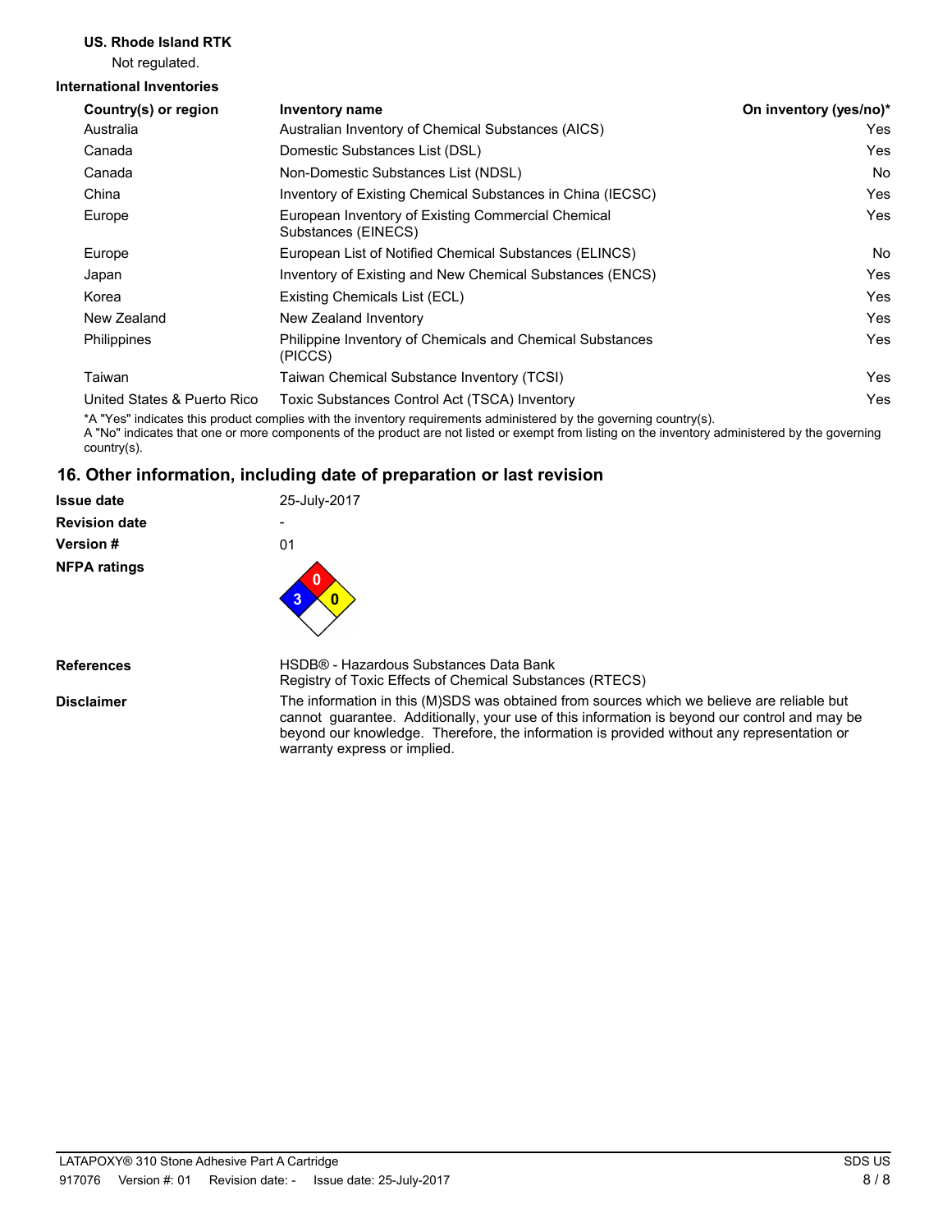**US. Rhode Island RTK**

Not regulated.

**International Inventories**

| Country(s) or region | Inventory name | On inventory (yes/no)* |
|---|---|---|
| Australia | Australian Inventory of Chemical Substances (AICS) | Yes |
| Canada | Domestic Substances List (DSL) | Yes |
| Canada | Non-Domestic Substances List (NDSL) | No |
| China | Inventory of Existing Chemical Substances in China (IECSC) | Yes |
| Europe | European Inventory of Existing Commercial Chemical Substances (EINECS) | Yes |
| Europe | European List of Notified Chemical Substances (ELINCS) | No |
| Japan | Inventory of Existing and New Chemical Substances (ENCS) | Yes |
| Korea | Existing Chemicals List (ECL) | Yes |
| New Zealand | New Zealand Inventory | Yes |
| Philippines | Philippine Inventory of Chemicals and Chemical Substances (PICCS) | Yes |
| Taiwan | Taiwan Chemical Substance Inventory (TCSI) | Yes |
| United States & Puerto Rico | Toxic Substances Control Act (TSCA) Inventory | Yes |

*A "Yes" indicates this product complies with the inventory requirements administered by the governing country(s).
A "No" indicates that one or more components of the product are not listed or exempt from listing on the inventory administered by the governing country(s).

## 16. Other information, including date of preparation or last revision

**Issue date** 25-July-2017

**Revision date** -

**Version #** 01

**NFPA ratings**

0
3 0

**References** HSDB® - Hazardous Substances Data Bank
Registry of Toxic Effects of Chemical Substances (RTECS)

**Disclaimer** The information in this (M)SDS was obtained from sources which we believe are reliable but cannot guarantee. Additionally, your use of this information is beyond our control and may be beyond our knowledge. Therefore, the information is provided without any representation or warranty express or implied.